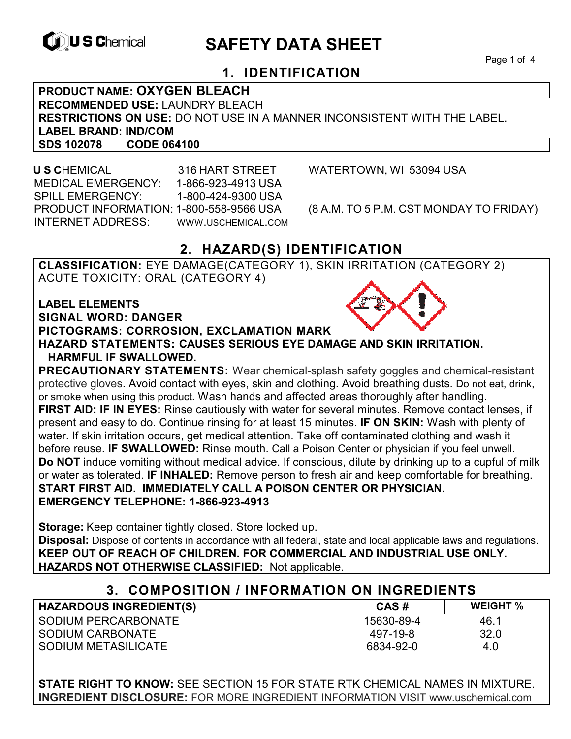U S Chemical

# SAFETY DATA SHEET

## 1. IDENTIFICATION

**PRODUCT NAME: OXYGEN BLEACH**
**RECOMMENDED USE:** LAUNDRY BLEACH
**RESTRICTIONS ON USE:** DO NOT USE IN A MANNER INCONSISTENT WITH THE LABEL.
**LABEL BRAND: IND/COM**
**SDS 102078 CODE 064100**

**U S C**HEMICAL 316 HART STREET WATERTOWN, WI 53094 USA
MEDICAL EMERGENCY: 1-866-923-4913 USA
SPILL EMERGENCY: 1-800-424-9300 USA
PRODUCT INFORMATION: 1-800-558-9566 USA (8 A.M. TO 5 P.M. CST MONDAY TO FRIDAY)
INTERNET ADDRESS: WWW.USCHEMICAL.COM

## 2. HAZARD(S) IDENTIFICATION

**CLASSIFICATION:** EYE DAMAGE(CATEGORY 1), SKIN IRRITATION (CATEGORY 2) ACUTE TOXICITY: ORAL (CATEGORY 4)

**LABEL ELEMENTS**
**SIGNAL WORD: DANGER**
**PICTOGRAMS: CORROSION, EXCLAMATION MARK**
**HAZARD STATEMENTS: CAUSES SERIOUS EYE DAMAGE AND SKIN IRRITATION. HARMFUL IF SWALLOWED.**
**PRECAUTIONARY STATEMENTS:** Wear chemical-splash safety goggles and chemical-resistant protective gloves. Avoid contact with eyes, skin and clothing. Avoid breathing dusts. Do not eat, drink, or smoke when using this product. Wash hands and affected areas thoroughly after handling.
**FIRST AID: IF IN EYES:** Rinse cautiously with water for several minutes. Remove contact lenses, if present and easy to do. Continue rinsing for at least 15 minutes. **IF ON SKIN:** Wash with plenty of water. If skin irritation occurs, get medical attention. Take off contaminated clothing and wash it before reuse. **IF SWALLOWED:** Rinse mouth. Call a Poison Center or physician if you feel unwell. **Do NOT** induce vomiting without medical advice. If conscious, dilute by drinking up to a cupful of milk or water as tolerated. **IF INHALED:** Remove person to fresh air and keep comfortable for breathing.
**START FIRST AID. IMMEDIATELY CALL A POISON CENTER OR PHYSICIAN.**
**EMERGENCY TELEPHONE: 1-866-923-4913**

**Storage:** Keep container tightly closed. Store locked up.
**Disposal:** Dispose of contents in accordance with all federal, state and local applicable laws and regulations.
**KEEP OUT OF REACH OF CHILDREN. FOR COMMERCIAL AND INDUSTRIAL USE ONLY.**
**HAZARDS NOT OTHERWISE CLASSIFIED:** Not applicable.

## 3. COMPOSITION / INFORMATION ON INGREDIENTS

| HAZARDOUS INGREDIENT(S) | CAS # | WEIGHT % |
|---|---|---|
| SODIUM PERCARBONATE | 15630-89-4 | 46.1 |
| SODIUM CARBONATE | 497-19-8 | 32.0 |
| SODIUM METASILICATE | 6834-92-0 | 4.0 |

**STATE RIGHT TO KNOW:** SEE SECTION 15 FOR STATE RTK CHEMICAL NAMES IN MIXTURE.
**INGREDIENT DISCLOSURE:** FOR MORE INGREDIENT INFORMATION VISIT www.uschemical.com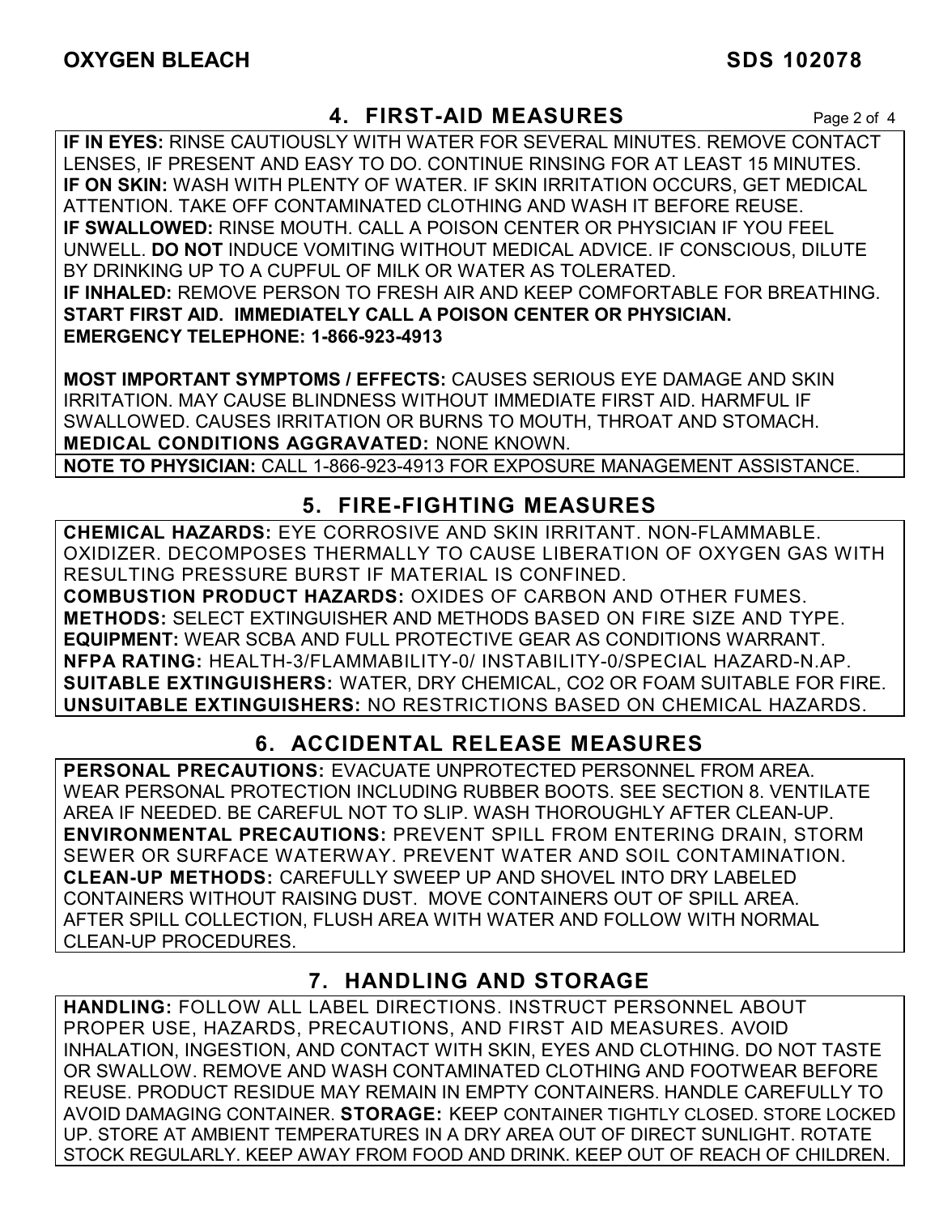## 4. FIRST-AID MEASURES

**IF IN EYES:** RINSE CAUTIOUSLY WITH WATER FOR SEVERAL MINUTES. REMOVE CONTACT LENSES, IF PRESENT AND EASY TO DO. CONTINUE RINSING FOR AT LEAST 15 MINUTES.
**IF ON SKIN:** WASH WITH PLENTY OF WATER. IF SKIN IRRITATION OCCURS, GET MEDICAL ATTENTION. TAKE OFF CONTAMINATED CLOTHING AND WASH IT BEFORE REUSE.
**IF SWALLOWED:** RINSE MOUTH. CALL A POISON CENTER OR PHYSICIAN IF YOU FEEL UNWELL. **DO NOT** INDUCE VOMITING WITHOUT MEDICAL ADVICE. IF CONSCIOUS, DILUTE BY DRINKING UP TO A CUPFUL OF MILK OR WATER AS TOLERATED.
**IF INHALED:** REMOVE PERSON TO FRESH AIR AND KEEP COMFORTABLE FOR BREATHING.
**START FIRST AID. IMMEDIATELY CALL A POISON CENTER OR PHYSICIAN.**
**EMERGENCY TELEPHONE: 1-866-923-4913**

**MOST IMPORTANT SYMPTOMS / EFFECTS:** CAUSES SERIOUS EYE DAMAGE AND SKIN IRRITATION. MAY CAUSE BLINDNESS WITHOUT IMMEDIATE FIRST AID. HARMFUL IF SWALLOWED. CAUSES IRRITATION OR BURNS TO MOUTH, THROAT AND STOMACH.
**MEDICAL CONDITIONS AGGRAVATED:** NONE KNOWN.

**NOTE TO PHYSICIAN:** CALL 1-866-923-4913 FOR EXPOSURE MANAGEMENT ASSISTANCE.

## 5. FIRE-FIGHTING MEASURES

**CHEMICAL HAZARDS:** EYE CORROSIVE AND SKIN IRRITANT. NON-FLAMMABLE. OXIDIZER. DECOMPOSES THERMALLY TO CAUSE LIBERATION OF OXYGEN GAS WITH RESULTING PRESSURE BURST IF MATERIAL IS CONFINED.
**COMBUSTION PRODUCT HAZARDS:** OXIDES OF CARBON AND OTHER FUMES.
**METHODS:** SELECT EXTINGUISHER AND METHODS BASED ON FIRE SIZE AND TYPE.
**EQUIPMENT:** WEAR SCBA AND FULL PROTECTIVE GEAR AS CONDITIONS WARRANT.
**NFPA RATING:** HEALTH-3/FLAMMABILITY-0/ INSTABILITY-0/SPECIAL HAZARD-N.AP.
**SUITABLE EXTINGUISHERS:** WATER, DRY CHEMICAL, $CO_2$ OR FOAM SUITABLE FOR FIRE.
**UNSUITABLE EXTINGUISHERS:** NO RESTRICTIONS BASED ON CHEMICAL HAZARDS.

## 6. ACCIDENTAL RELEASE MEASURES

**PERSONAL PRECAUTIONS:** EVACUATE UNPROTECTED PERSONNEL FROM AREA. WEAR PERSONAL PROTECTION INCLUDING RUBBER BOOTS. SEE SECTION 8. VENTILATE AREA IF NEEDED. BE CAREFUL NOT TO SLIP. WASH THOROUGHLY AFTER CLEAN-UP.
**ENVIRONMENTAL PRECAUTIONS:** PREVENT SPILL FROM ENTERING DRAIN, STORM SEWER OR SURFACE WATERWAY. PREVENT WATER AND SOIL CONTAMINATION.
**CLEAN-UP METHODS:** CAREFULLY SWEEP UP AND SHOVEL INTO DRY LABELED CONTAINERS WITHOUT RAISING DUST. MOVE CONTAINERS OUT OF SPILL AREA. AFTER SPILL COLLECTION, FLUSH AREA WITH WATER AND FOLLOW WITH NORMAL CLEAN-UP PROCEDURES.

## 7. HANDLING AND STORAGE

**HANDLING:** FOLLOW ALL LABEL DIRECTIONS. INSTRUCT PERSONNEL ABOUT PROPER USE, HAZARDS, PRECAUTIONS, AND FIRST AID MEASURES. AVOID INHALATION, INGESTION, AND CONTACT WITH SKIN, EYES AND CLOTHING. DO NOT TASTE OR SWALLOW. REMOVE AND WASH CONTAMINATED CLOTHING AND FOOTWEAR BEFORE REUSE. PRODUCT RESIDUE MAY REMAIN IN EMPTY CONTAINERS. HANDLE CAREFULLY TO AVOID DAMAGING CONTAINER. **STORAGE:** KEEP CONTAINER TIGHTLY CLOSED. STORE LOCKED UP. STORE AT AMBIENT TEMPERATURES IN A DRY AREA OUT OF DIRECT SUNLIGHT. ROTATE STOCK REGULARLY. KEEP AWAY FROM FOOD AND DRINK. KEEP OUT OF REACH OF CHILDREN.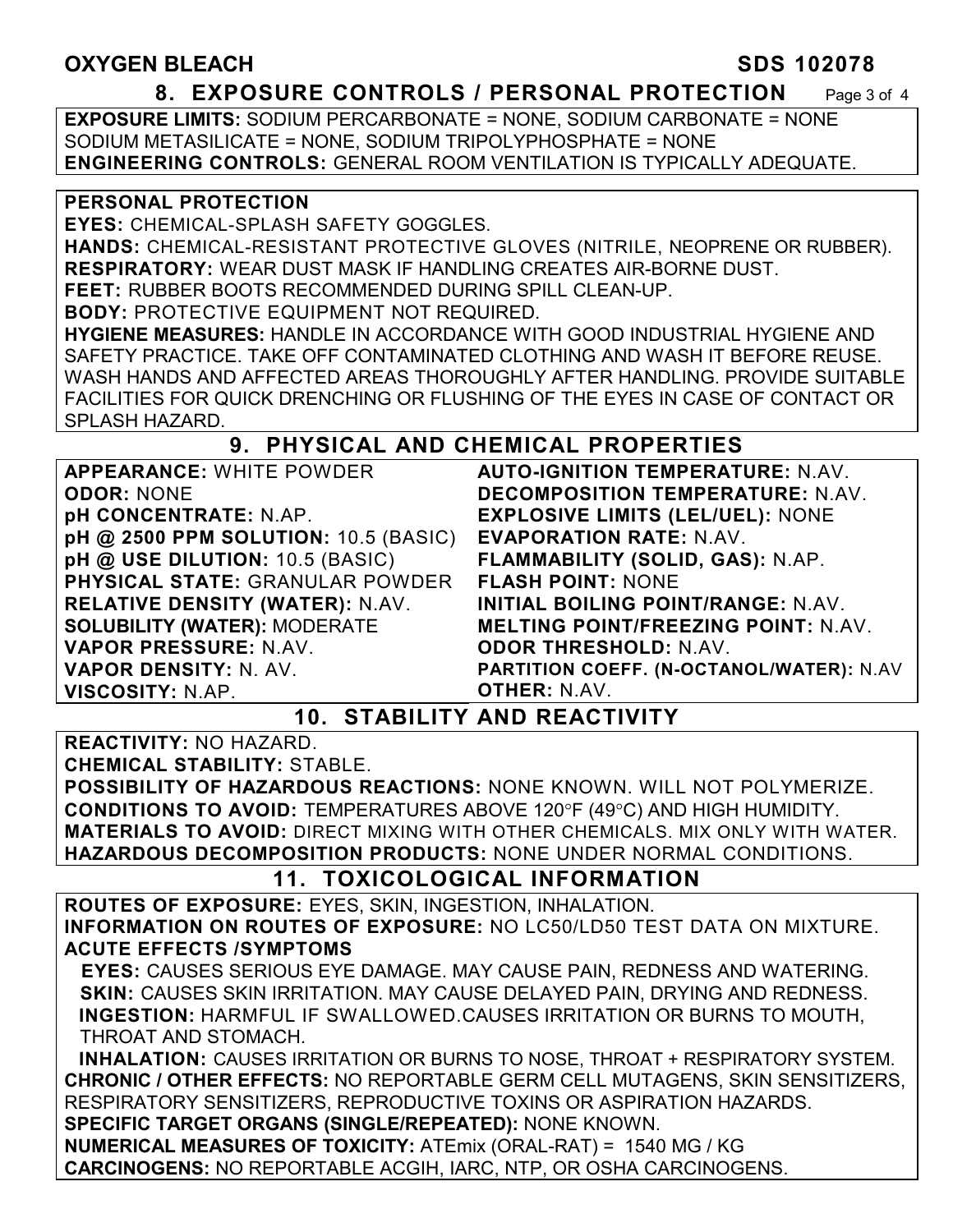## 8. EXPOSURE CONTROLS / PERSONAL PROTECTION

**EXPOSURE LIMITS:** SODIUM PERCARBONATE = NONE, SODIUM CARBONATE = NONE SODIUM METASILICATE = NONE, SODIUM TRIPOLYPHOSPHATE = NONE
**ENGINEERING CONTROLS:** GENERAL ROOM VENTILATION IS TYPICALLY ADEQUATE.

**PERSONAL PROTECTION**
**EYES:** CHEMICAL-SPLASH SAFETY GOGGLES.
**HANDS:** CHEMICAL-RESISTANT PROTECTIVE GLOVES (NITRILE, NEOPRENE OR RUBBER).
**RESPIRATORY:** WEAR DUST MASK IF HANDLING CREATES AIR-BORNE DUST.
**FEET:** RUBBER BOOTS RECOMMENDED DURING SPILL CLEAN-UP.
**BODY:** PROTECTIVE EQUIPMENT NOT REQUIRED.
**HYGIENE MEASURES:** HANDLE IN ACCORDANCE WITH GOOD INDUSTRIAL HYGIENE AND SAFETY PRACTICE. TAKE OFF CONTAMINATED CLOTHING AND WASH IT BEFORE REUSE. WASH HANDS AND AFFECTED AREAS THOROUGHLY AFTER HANDLING. PROVIDE SUITABLE FACILITIES FOR QUICK DRENCHING OR FLUSHING OF THE EYES IN CASE OF CONTACT OR SPLASH HAZARD.

## 9. PHYSICAL AND CHEMICAL PROPERTIES

**APPEARANCE:** WHITE POWDER
**ODOR:** NONE
**pH CONCENTRATE:** N.AP.
**pH @ 2500 PPM SOLUTION:** 10.5 (BASIC)
**pH @ USE DILUTION:** 10.5 (BASIC)
**PHYSICAL STATE:** GRANULAR POWDER
**RELATIVE DENSITY (WATER):** N.AV.
**SOLUBILITY (WATER):** MODERATE
**VAPOR PRESSURE:** N.AV.
**VAPOR DENSITY:** N. AV.
**VISCOSITY:** N.AP.
**AUTO-IGNITION TEMPERATURE:** N.AV.
**DECOMPOSITION TEMPERATURE:** N.AV.
**EXPLOSIVE LIMITS (LEL/UEL):** NONE
**EVAPORATION RATE:** N.AV.
**FLAMMABILITY (SOLID, GAS):** N.AP.
**FLASH POINT:** NONE
**INITIAL BOILING POINT/RANGE:** N.AV.
**MELTING POINT/FREEZING POINT:** N.AV.
**ODOR THRESHOLD:** N.AV.
**PARTITION COEFF. (N-OCTANOL/WATER):** N.AV
**OTHER:** N.AV.

## 10. STABILITY AND REACTIVITY

**REACTIVITY:** NO HAZARD.
**CHEMICAL STABILITY:** STABLE.
**POSSIBILITY OF HAZARDOUS REACTIONS:** NONE KNOWN. WILL NOT POLYMERIZE.
**CONDITIONS TO AVOID:** TEMPERATURES ABOVE 120°F (49°C) AND HIGH HUMIDITY.
**MATERIALS TO AVOID:** DIRECT MIXING WITH OTHER CHEMICALS. MIX ONLY WITH WATER.
**HAZARDOUS DECOMPOSITION PRODUCTS:** NONE UNDER NORMAL CONDITIONS.

## 11. TOXICOLOGICAL INFORMATION

**ROUTES OF EXPOSURE:** EYES, SKIN, INGESTION, INHALATION.
**INFORMATION ON ROUTES OF EXPOSURE:** NO LC50/LD50 TEST DATA ON MIXTURE.
**ACUTE EFFECTS /SYMPTOMS**
**EYES:** CAUSES SERIOUS EYE DAMAGE. MAY CAUSE PAIN, REDNESS AND WATERING.
**SKIN:** CAUSES SKIN IRRITATION. MAY CAUSE DELAYED PAIN, DRYING AND REDNESS.
**INGESTION:** HARMFUL IF SWALLOWED.CAUSES IRRITATION OR BURNS TO MOUTH, THROAT AND STOMACH.
**INHALATION:** CAUSES IRRITATION OR BURNS TO NOSE, THROAT + RESPIRATORY SYSTEM.
**CHRONIC / OTHER EFFECTS:** NO REPORTABLE GERM CELL MUTAGENS, SKIN SENSITIZERS, RESPIRATORY SENSITIZERS, REPRODUCTIVE TOXINS OR ASPIRATION HAZARDS.
**SPECIFIC TARGET ORGANS (SINGLE/REPEATED):** NONE KNOWN.
**NUMERICAL MEASURES OF TOXICITY:** ATEmix (ORAL-RAT) = 1540 MG / KG
**CARCINOGENS:** NO REPORTABLE ACGIH, IARC, NTP, OR OSHA CARCINOGENS.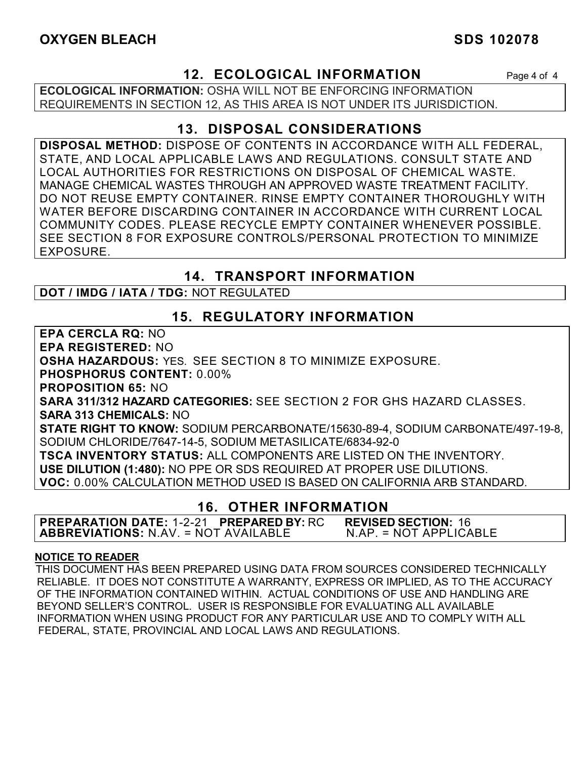**OXYGEN BLEACH** **SDS 102078**

## 12. ECOLOGICAL INFORMATION

**ECOLOGICAL INFORMATION:** OSHA WILL NOT BE ENFORCING INFORMATION REQUIREMENTS IN SECTION 12, AS THIS AREA IS NOT UNDER ITS JURISDICTION.

## 13. DISPOSAL CONSIDERATIONS

**DISPOSAL METHOD:** DISPOSE OF CONTENTS IN ACCORDANCE WITH ALL FEDERAL, STATE, AND LOCAL APPLICABLE LAWS AND REGULATIONS. CONSULT STATE AND LOCAL AUTHORITIES FOR RESTRICTIONS ON DISPOSAL OF CHEMICAL WASTE. MANAGE CHEMICAL WASTES THROUGH AN APPROVED WASTE TREATMENT FACILITY. DO NOT REUSE EMPTY CONTAINER. RINSE EMPTY CONTAINER THOROUGHLY WITH WATER BEFORE DISCARDING CONTAINER IN ACCORDANCE WITH CURRENT LOCAL COMMUNITY CODES. PLEASE RECYCLE EMPTY CONTAINER WHENEVER POSSIBLE. SEE SECTION 8 FOR EXPOSURE CONTROLS/PERSONAL PROTECTION TO MINIMIZE EXPOSURE.

## 14. TRANSPORT INFORMATION

**DOT / IMDG / IATA / TDG:** NOT REGULATED

## 15. REGULATORY INFORMATION

**EPA CERCLA RQ:** NO
**EPA REGISTERED:** NO
**OSHA HAZARDOUS:** YES. SEE SECTION 8 TO MINIMIZE EXPOSURE.
**PHOSPHORUS CONTENT:** 0.00%
**PROPOSITION 65:** NO
**SARA 311/312 HAZARD CATEGORIES:** SEE SECTION 2 FOR GHS HAZARD CLASSES.
**SARA 313 CHEMICALS:** NO
**STATE RIGHT TO KNOW:** SODIUM PERCARBONATE/15630-89-4, SODIUM CARBONATE/497-19-8, SODIUM CHLORIDE/7647-14-5, SODIUM METASILICATE/6834-92-0
**TSCA INVENTORY STATUS:** ALL COMPONENTS ARE LISTED ON THE INVENTORY.
**USE DILUTION (1:480):** NO PPE OR SDS REQUIRED AT PROPER USE DILUTIONS.
**VOC:** 0.00% CALCULATION METHOD USED IS BASED ON CALIFORNIA ARB STANDARD.

## 16. OTHER INFORMATION

**PREPARATION DATE:** 1-2-21 **PREPARED BY:** RC **REVISED SECTION:** 16
**ABBREVIATIONS:** N.AV. = NOT AVAILABLE N.AP. = NOT APPLICABLE

**NOTICE TO READER**

THIS DOCUMENT HAS BEEN PREPARED USING DATA FROM SOURCES CONSIDERED TECHNICALLY RELIABLE. IT DOES NOT CONSTITUTE A WARRANTY, EXPRESS OR IMPLIED, AS TO THE ACCURACY OF THE INFORMATION CONTAINED WITHIN. ACTUAL CONDITIONS OF USE AND HANDLING ARE BEYOND SELLER'S CONTROL. USER IS RESPONSIBLE FOR EVALUATING ALL AVAILABLE INFORMATION WHEN USING PRODUCT FOR ANY PARTICULAR USE AND TO COMPLY WITH ALL FEDERAL, STATE, PROVINCIAL AND LOCAL LAWS AND REGULATIONS.